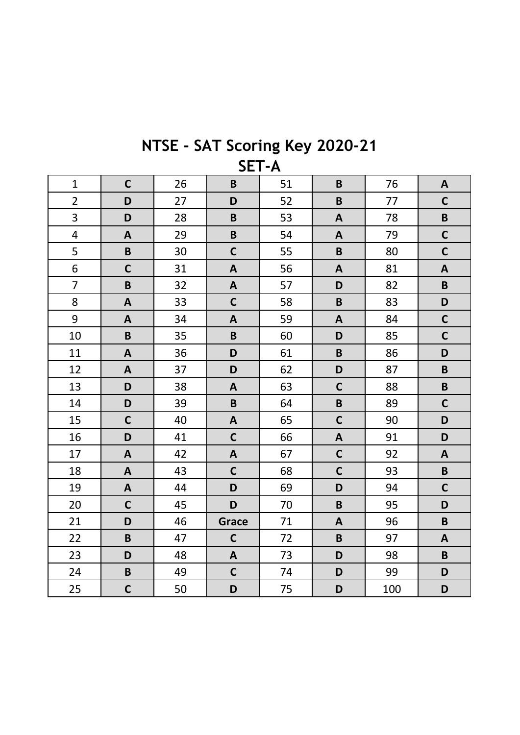# NTSE - SAT Scoring Key 2020-21

## SET-A

| | | | | | | | |
|---|---|---|---|---|---|---|---|
| 1 | **C** | 26 | **B** | 51 | **B** | 76 | **A** |
| 2 | **D** | 27 | **D** | 52 | **B** | 77 | **C** |
| 3 | **D** | 28 | **B** | 53 | **A** | 78 | **B** |
| 4 | **A** | 29 | **B** | 54 | **A** | 79 | **C** |
| 5 | **B** | 30 | **C** | 55 | **B** | 80 | **C** |
| 6 | **C** | 31 | **A** | 56 | **A** | 81 | **A** |
| 7 | **B** | 32 | **A** | 57 | **D** | 82 | **B** |
| 8 | **A** | 33 | **C** | 58 | **B** | 83 | **D** |
| 9 | **A** | 34 | **A** | 59 | **A** | 84 | **C** |
| 10 | **B** | 35 | **B** | 60 | **D** | 85 | **C** |
| 11 | **A** | 36 | **D** | 61 | **B** | 86 | **D** |
| 12 | **A** | 37 | **D** | 62 | **D** | 87 | **B** |
| 13 | **D** | 38 | **A** | 63 | **C** | 88 | **B** |
| 14 | **D** | 39 | **B** | 64 | **B** | 89 | **C** |
| 15 | **C** | 40 | **A** | 65 | **C** | 90 | **D** |
| 16 | **D** | 41 | **C** | 66 | **A** | 91 | **D** |
| 17 | **A** | 42 | **A** | 67 | **C** | 92 | **A** |
| 18 | **A** | 43 | **C** | 68 | **C** | 93 | **B** |
| 19 | **A** | 44 | **D** | 69 | **D** | 94 | **C** |
| 20 | **C** | 45 | **D** | 70 | **B** | 95 | **D** |
| 21 | **D** | 46 | **Grace** | 71 | **A** | 96 | **B** |
| 22 | **B** | 47 | **C** | 72 | **B** | 97 | **A** |
| 23 | **D** | 48 | **A** | 73 | **D** | 98 | **B** |
| 24 | **B** | 49 | **C** | 74 | **D** | 99 | **D** |
| 25 | **C** | 50 | **D** | 75 | **D** | 100 | **D** |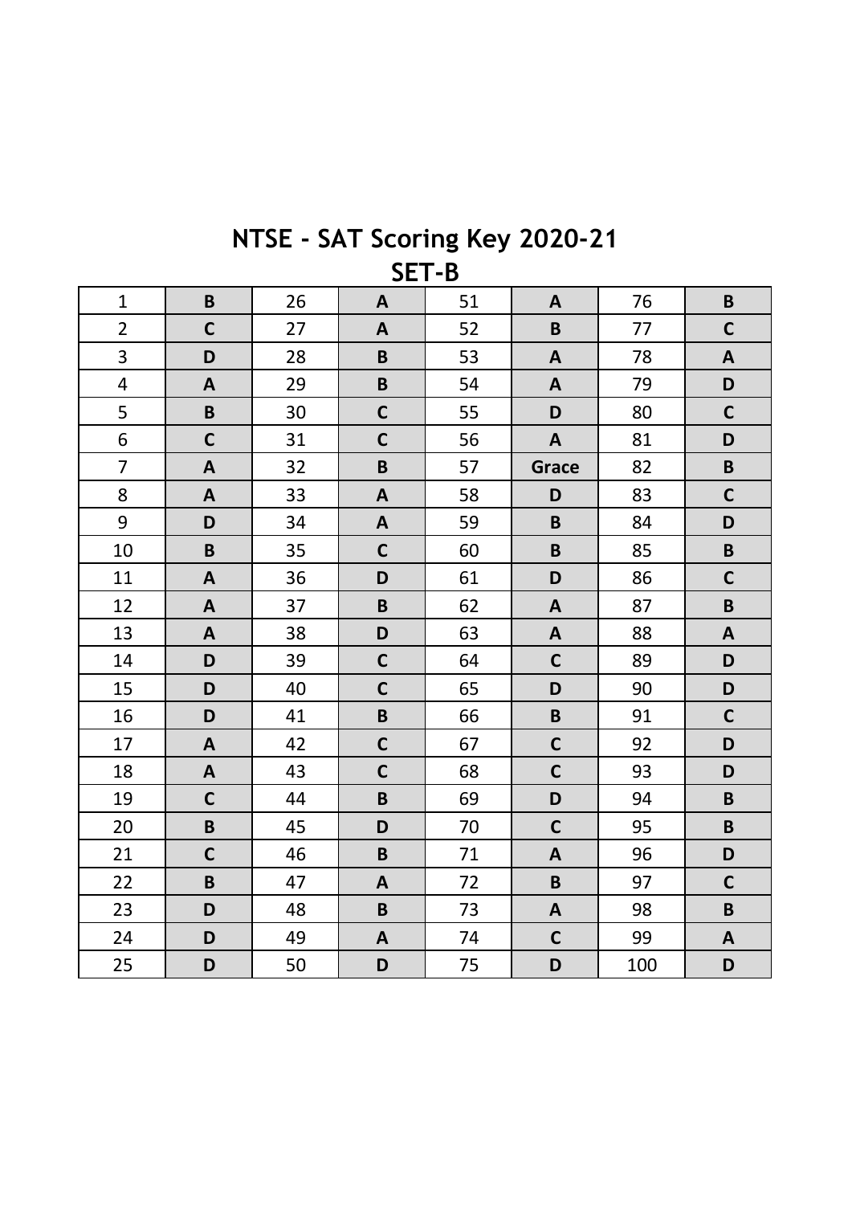# NTSE - SAT Scoring Key 2020-21

## SET-B

| | | | | | | | |
|---|---|---|---|---|---|---|---|
| 1 | **B** | 26 | **A** | 51 | **A** | 76 | **B** |
| 2 | **C** | 27 | **A** | 52 | **B** | 77 | **C** |
| 3 | **D** | 28 | **B** | 53 | **A** | 78 | **A** |
| 4 | **A** | 29 | **B** | 54 | **A** | 79 | **D** |
| 5 | **B** | 30 | **C** | 55 | **D** | 80 | **C** |
| 6 | **C** | 31 | **C** | 56 | **A** | 81 | **D** |
| 7 | **A** | 32 | **B** | 57 | **Grace** | 82 | **B** |
| 8 | **A** | 33 | **A** | 58 | **D** | 83 | **C** |
| 9 | **D** | 34 | **A** | 59 | **B** | 84 | **D** |
| 10 | **B** | 35 | **C** | 60 | **B** | 85 | **B** |
| 11 | **A** | 36 | **D** | 61 | **D** | 86 | **C** |
| 12 | **A** | 37 | **B** | 62 | **A** | 87 | **B** |
| 13 | **A** | 38 | **D** | 63 | **A** | 88 | **A** |
| 14 | **D** | 39 | **C** | 64 | **C** | 89 | **D** |
| 15 | **D** | 40 | **C** | 65 | **D** | 90 | **D** |
| 16 | **D** | 41 | **B** | 66 | **B** | 91 | **C** |
| 17 | **A** | 42 | **C** | 67 | **C** | 92 | **D** |
| 18 | **A** | 43 | **C** | 68 | **C** | 93 | **D** |
| 19 | **C** | 44 | **B** | 69 | **D** | 94 | **B** |
| 20 | **B** | 45 | **D** | 70 | **C** | 95 | **B** |
| 21 | **C** | 46 | **B** | 71 | **A** | 96 | **D** |
| 22 | **B** | 47 | **A** | 72 | **B** | 97 | **C** |
| 23 | **D** | 48 | **B** | 73 | **A** | 98 | **B** |
| 24 | **D** | 49 | **A** | 74 | **C** | 99 | **A** |
| 25 | **D** | 50 | **D** | 75 | **D** | 100 | **D** |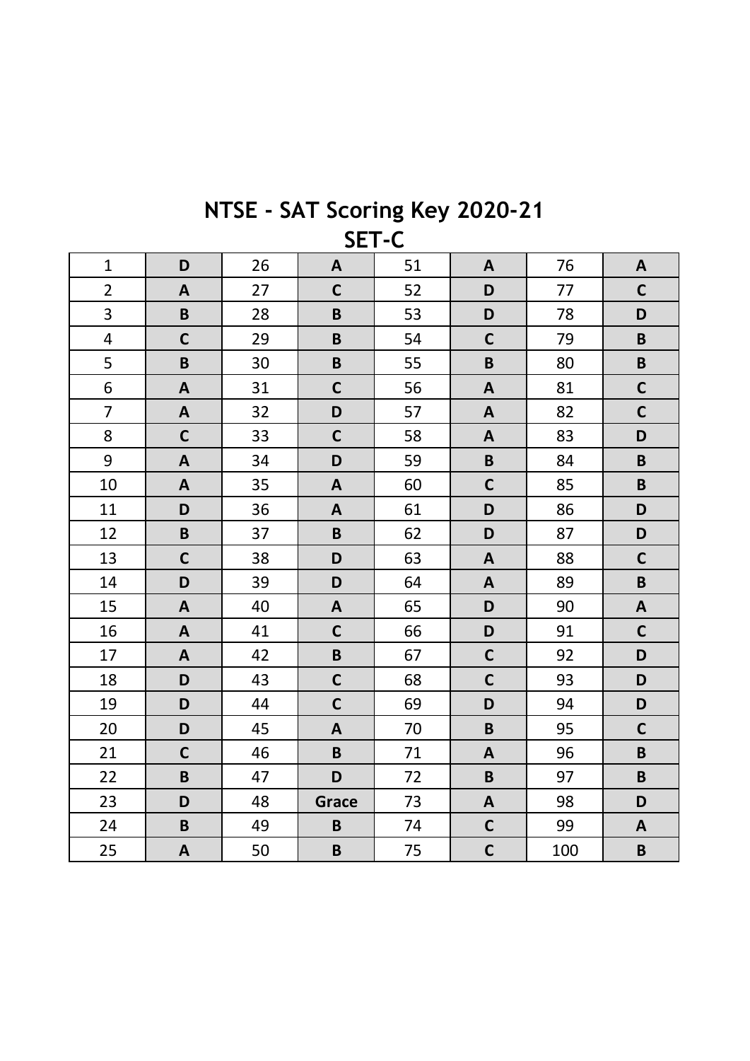# NTSE - SAT Scoring Key 2020-21

## SET-C

| | | | | | | | |
|---|---|---|---|---|---|---|---|
| 1 | **D** | 26 | **A** | 51 | **A** | 76 | **A** |
| 2 | **A** | 27 | **C** | 52 | **D** | 77 | **C** |
| 3 | **B** | 28 | **B** | 53 | **D** | 78 | **D** |
| 4 | **C** | 29 | **B** | 54 | **C** | 79 | **B** |
| 5 | **B** | 30 | **B** | 55 | **B** | 80 | **B** |
| 6 | **A** | 31 | **C** | 56 | **A** | 81 | **C** |
| 7 | **A** | 32 | **D** | 57 | **A** | 82 | **C** |
| 8 | **C** | 33 | **C** | 58 | **A** | 83 | **D** |
| 9 | **A** | 34 | **D** | 59 | **B** | 84 | **B** |
| 10 | **A** | 35 | **A** | 60 | **C** | 85 | **B** |
| 11 | **D** | 36 | **A** | 61 | **D** | 86 | **D** |
| 12 | **B** | 37 | **B** | 62 | **D** | 87 | **D** |
| 13 | **C** | 38 | **D** | 63 | **A** | 88 | **C** |
| 14 | **D** | 39 | **D** | 64 | **A** | 89 | **B** |
| 15 | **A** | 40 | **A** | 65 | **D** | 90 | **A** |
| 16 | **A** | 41 | **C** | 66 | **D** | 91 | **C** |
| 17 | **A** | 42 | **B** | 67 | **C** | 92 | **D** |
| 18 | **D** | 43 | **C** | 68 | **C** | 93 | **D** |
| 19 | **D** | 44 | **C** | 69 | **D** | 94 | **D** |
| 20 | **D** | 45 | **A** | 70 | **B** | 95 | **C** |
| 21 | **C** | 46 | **B** | 71 | **A** | 96 | **B** |
| 22 | **B** | 47 | **D** | 72 | **B** | 97 | **B** |
| 23 | **D** | 48 | **Grace** | 73 | **A** | 98 | **D** |
| 24 | **B** | 49 | **B** | 74 | **C** | 99 | **A** |
| 25 | **A** | 50 | **B** | 75 | **C** | 100 | **B** |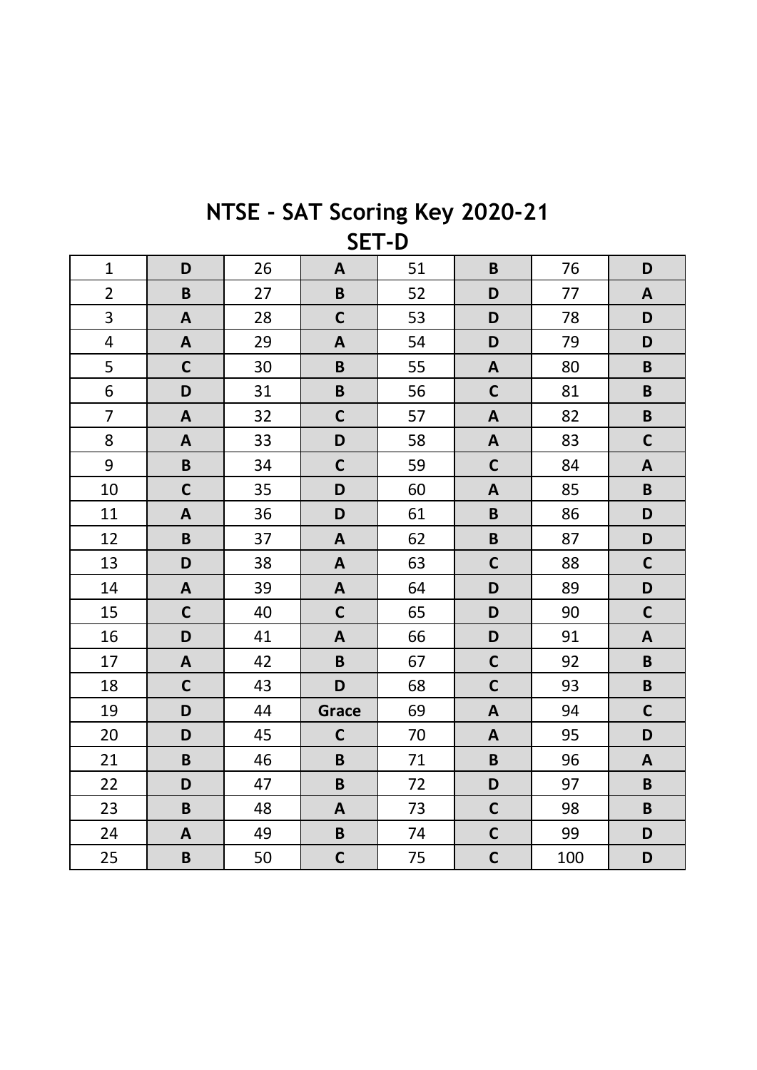# NTSE - SAT Scoring Key 2020-21

## SET-D

| | | | | | | | |
|---|---|---|---|---|---|---|---|
| 1 | **D** | 26 | **A** | 51 | **B** | 76 | **D** |
| 2 | **B** | 27 | **B** | 52 | **D** | 77 | **A** |
| 3 | **A** | 28 | **C** | 53 | **D** | 78 | **D** |
| 4 | **A** | 29 | **A** | 54 | **D** | 79 | **D** |
| 5 | **C** | 30 | **B** | 55 | **A** | 80 | **B** |
| 6 | **D** | 31 | **B** | 56 | **C** | 81 | **B** |
| 7 | **A** | 32 | **C** | 57 | **A** | 82 | **B** |
| 8 | **A** | 33 | **D** | 58 | **A** | 83 | **C** |
| 9 | **B** | 34 | **C** | 59 | **C** | 84 | **A** |
| 10 | **C** | 35 | **D** | 60 | **A** | 85 | **B** |
| 11 | **A** | 36 | **D** | 61 | **B** | 86 | **D** |
| 12 | **B** | 37 | **A** | 62 | **B** | 87 | **D** |
| 13 | **D** | 38 | **A** | 63 | **C** | 88 | **C** |
| 14 | **A** | 39 | **A** | 64 | **D** | 89 | **D** |
| 15 | **C** | 40 | **C** | 65 | **D** | 90 | **C** |
| 16 | **D** | 41 | **A** | 66 | **D** | 91 | **A** |
| 17 | **A** | 42 | **B** | 67 | **C** | 92 | **B** |
| 18 | **C** | 43 | **D** | 68 | **C** | 93 | **B** |
| 19 | **D** | 44 | **Grace** | 69 | **A** | 94 | **C** |
| 20 | **D** | 45 | **C** | 70 | **A** | 95 | **D** |
| 21 | **B** | 46 | **B** | 71 | **B** | 96 | **A** |
| 22 | **D** | 47 | **B** | 72 | **D** | 97 | **B** |
| 23 | **B** | 48 | **A** | 73 | **C** | 98 | **B** |
| 24 | **A** | 49 | **B** | 74 | **C** | 99 | **D** |
| 25 | **B** | 50 | **C** | 75 | **C** | 100 | **D** |